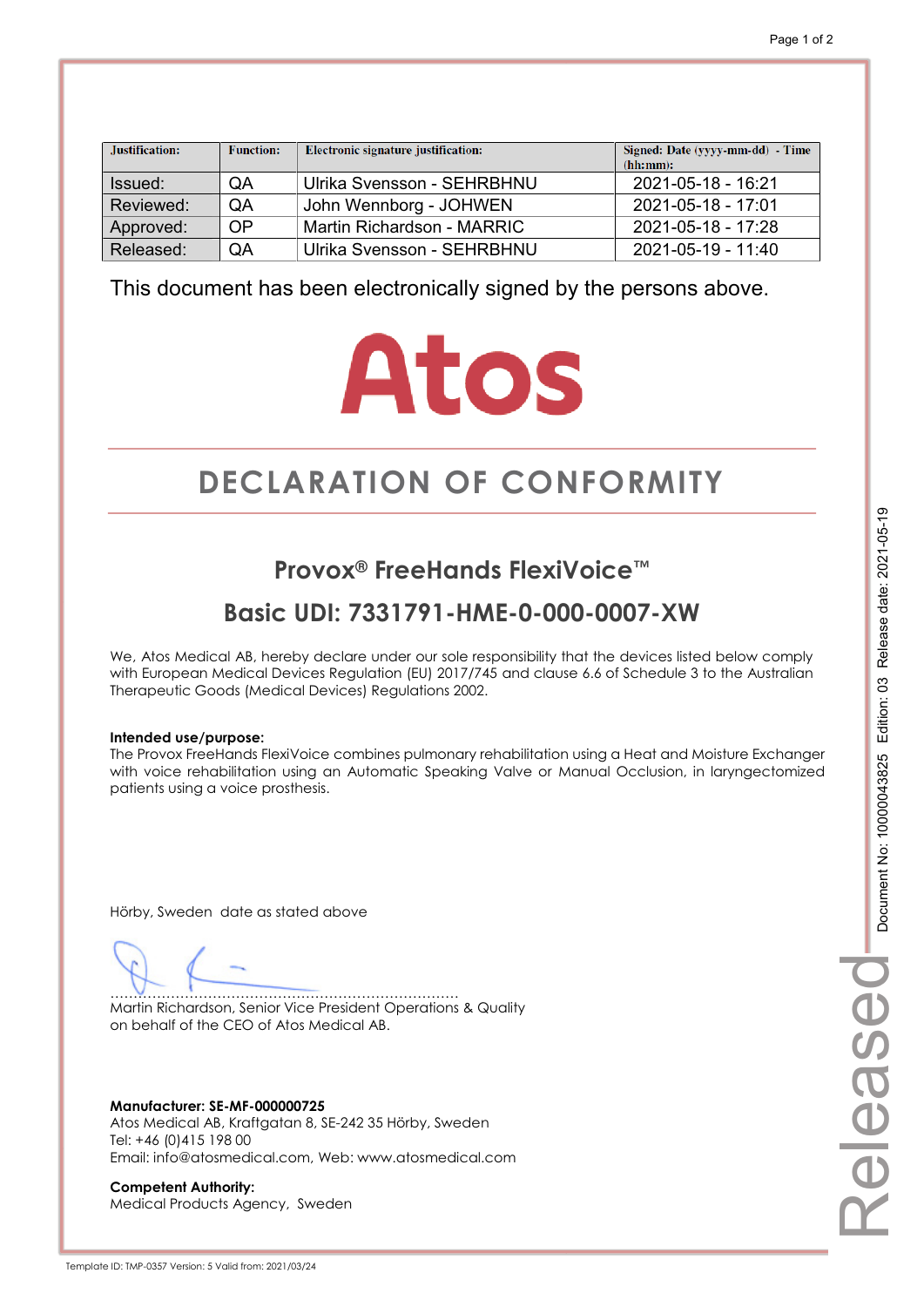| Justification: | Function: | Electronic signature justification: | Signed: Date (yyyy-mm-dd) - Time (hh:mm): |
|---|---|---|---|
| Issued: | QA | Ulrika Svensson - SEHRBHNU | 2021-05-18 - 16:21 |
| Reviewed: | QA | John Wennborg - JOHWEN | 2021-05-18 - 17:01 |
| Approved: | OP | Martin Richardson - MARRIC | 2021-05-18 - 17:28 |
| Released: | QA | Ulrika Svensson - SEHRBHNU | 2021-05-19 - 11:40 |

This document has been electronically signed by the persons above.

Atos

# DECLARATION OF CONFORMITY

## Provox® FreeHands FlexiVoice™

## Basic UDI: 7331791-HME-0-000-0007-XW

We, Atos Medical AB, hereby declare under our sole responsibility that the devices listed below comply with European Medical Devices Regulation (EU) 2017/745 and clause 6.6 of Schedule 3 to the Australian Therapeutic Goods (Medical Devices) Regulations 2002.

**Intended use/purpose:**
The Provox FreeHands FlexiVoice combines pulmonary rehabilitation using a Heat and Moisture Exchanger with voice rehabilitation using an Automatic Speaking Valve or Manual Occlusion, in laryngectomized patients using a voice prosthesis.

Hörby, Sweden date as stated above

..........................................................................
Martin Richardson, Senior Vice President Operations & Quality
on behalf of the CEO of Atos Medical AB.

**Manufacturer: SE-MF-000000725**
Atos Medical AB, Kraftgatan 8, SE-242 35 Hörby, Sweden
Tel: +46 (0)415 198 00
Email: info@atosmedical.com, Web: www.atosmedical.com

**Competent Authority:**
Medical Products Agency, Sweden

Document No: 10000043825 Edition: 03 Release date: 2021-05-19

Released

Template ID: TMP-0357 Version: 5 Valid from: 2021/03/24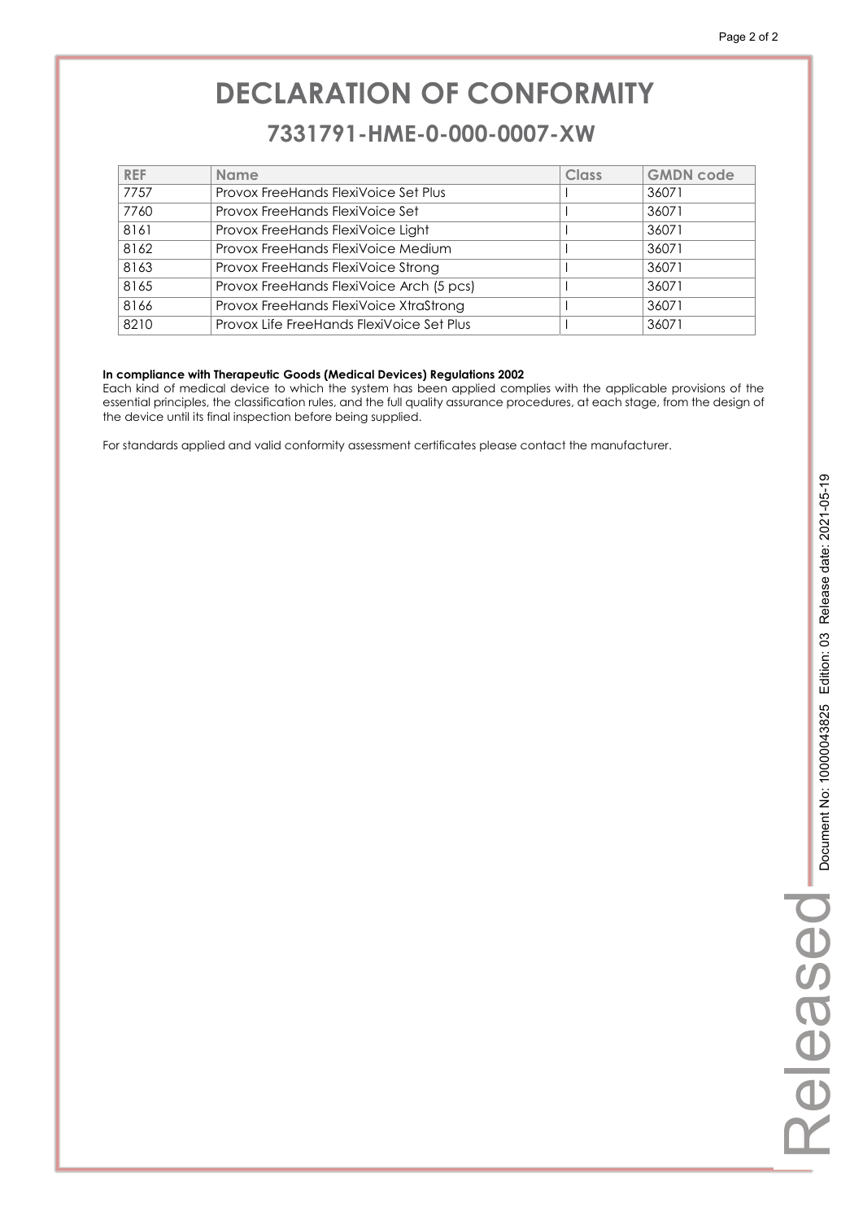# DECLARATION OF CONFORMITY

## 7331791-HME-0-000-0007-XW

| REF | Name | Class | GMDN code |
|---|---|---|---|
| 7757 | Provox FreeHands FlexiVoice Set Plus | I | 36071 |
| 7760 | Provox FreeHands FlexiVoice Set | I | 36071 |
| 8161 | Provox FreeHands FlexiVoice Light | I | 36071 |
| 8162 | Provox FreeHands FlexiVoice Medium | I | 36071 |
| 8163 | Provox FreeHands FlexiVoice Strong | I | 36071 |
| 8165 | Provox FreeHands FlexiVoice Arch (5 pcs) | I | 36071 |
| 8166 | Provox FreeHands FlexiVoice XtraStrong | I | 36071 |
| 8210 | Provox Life FreeHands FlexiVoice Set Plus | I | 36071 |

**In compliance with Therapeutic Goods (Medical Devices) Regulations 2002**
Each kind of medical device to which the system has been applied complies with the applicable provisions of the essential principles, the classification rules, and the full quality assurance procedures, at each stage, from the design of the device until its final inspection before being supplied.

For standards applied and valid conformity assessment certificates please contact the manufacturer.

Released Document No: 10000043825 Edition: 03 Release date: 2021-05-19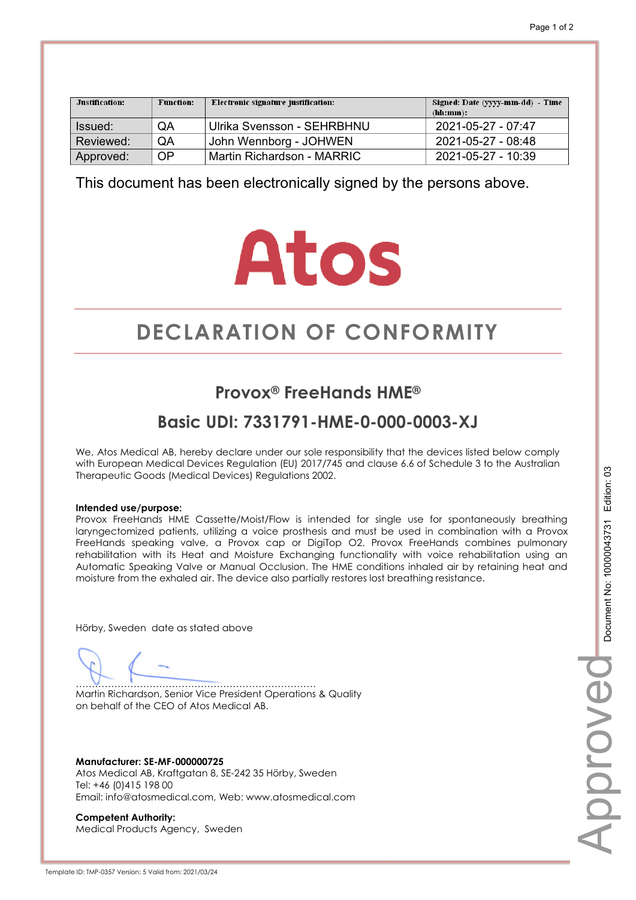| Justification: | Function: | Electronic signature justification: | Signed: Date (yyyy-mm-dd) - Time (hh:mm): |
|---|---|---|---|
| Issued: | QA | Ulrika Svensson - SEHRBHNU | 2021-05-27 - 07:47 |
| Reviewed: | QA | John Wennborg - JOHWEN | 2021-05-27 - 08:48 |
| Approved: | OP | Martin Richardson - MARRIC | 2021-05-27 - 10:39 |

This document has been electronically signed by the persons above.

Atos

# DECLARATION OF CONFORMITY

## Provox® FreeHands HME®

## Basic UDI: 7331791-HME-0-000-0003-XJ

We, Atos Medical AB, hereby declare under our sole responsibility that the devices listed below comply with European Medical Devices Regulation (EU) 2017/745 and clause 6.6 of Schedule 3 to the Australian Therapeutic Goods (Medical Devices) Regulations 2002.

**Intended use/purpose:**
Provox FreeHands HME Cassette/Moist/Flow is intended for single use for spontaneously breathing laryngectomized patients, utilizing a voice prosthesis and must be used in combination with a Provox FreeHands speaking valve, a Provox cap or DigiTop O2. Provox FreeHands combines pulmonary rehabilitation with its Heat and Moisture Exchanging functionality with voice rehabilitation using an Automatic Speaking Valve or Manual Occlusion. The HME conditions inhaled air by retaining heat and moisture from the exhaled air. The device also partially restores lost breathing resistance.

Hörby, Sweden date as stated above

……………………………………………………………………
Martin Richardson, Senior Vice President Operations & Quality
on behalf of the CEO of Atos Medical AB.

**Manufacturer: SE-MF-000000725**
Atos Medical AB, Kraftgatan 8, SE-242 35 Hörby, Sweden
Tel: +46 (0)415 198 00
Email: info@atosmedical.com, Web: www.atosmedical.com

**Competent Authority:**
Medical Products Agency, Sweden

Document No: 10000043731 Edition: 03

Approved

Template ID: TMP-0357 Version: 5 Valid from: 2021/03/24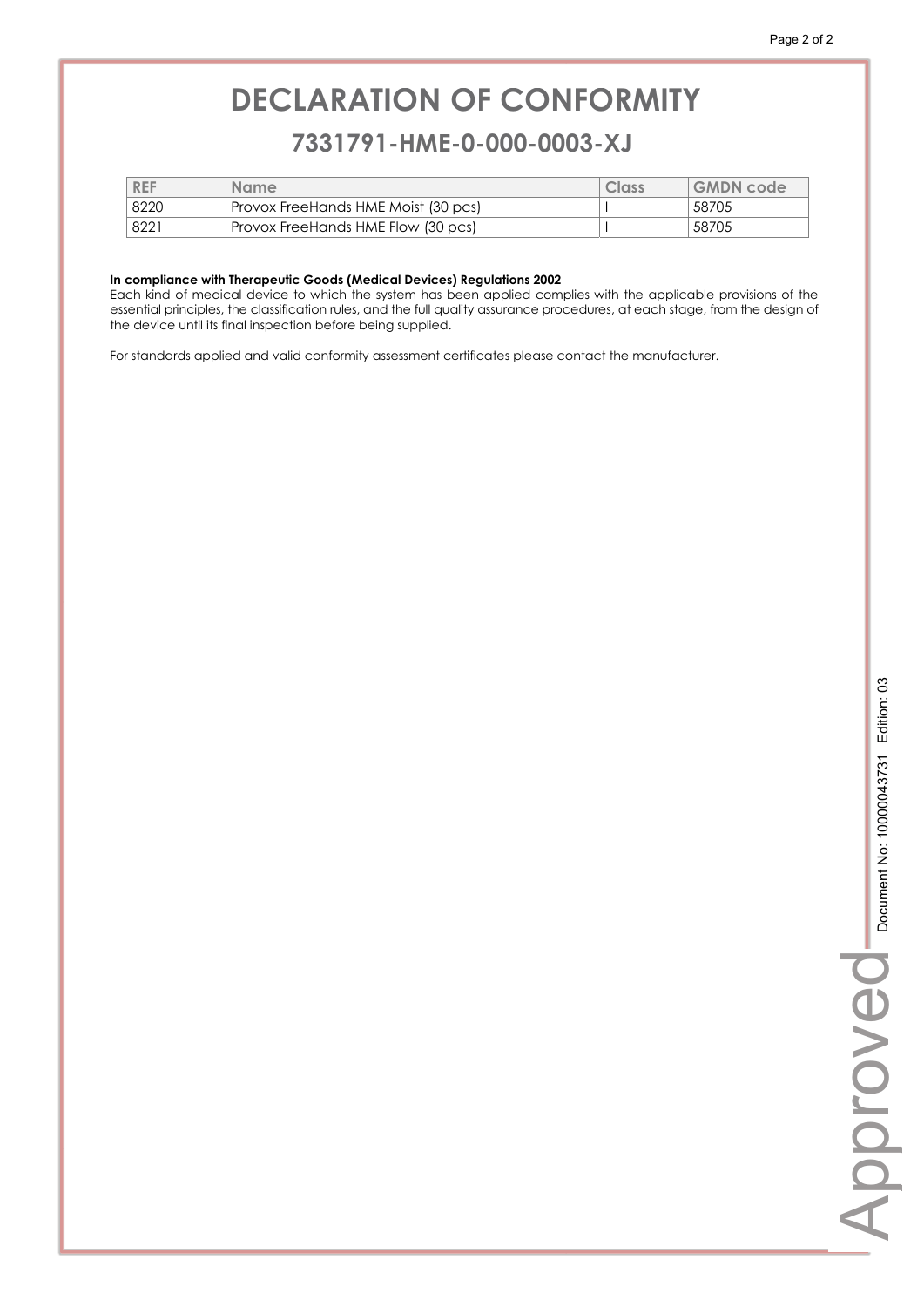# DECLARATION OF CONFORMITY

## 7331791-HME-0-000-0003-XJ

| REF | Name | Class | GMDN code |
|---|---|---|---|
| 8220 | Provox FreeHands HME Moist (30 pcs) | I | 58705 |
| 8221 | Provox FreeHands HME Flow (30 pcs) | I | 58705 |

**In compliance with Therapeutic Goods (Medical Devices) Regulations 2002**
Each kind of medical device to which the system has been applied complies with the applicable provisions of the essential principles, the classification rules, and the full quality assurance procedures, at each stage, from the design of the device until its final inspection before being supplied.

For standards applied and valid conformity assessment certificates please contact the manufacturer.

Approved Document No: 10000043731 Edition: 03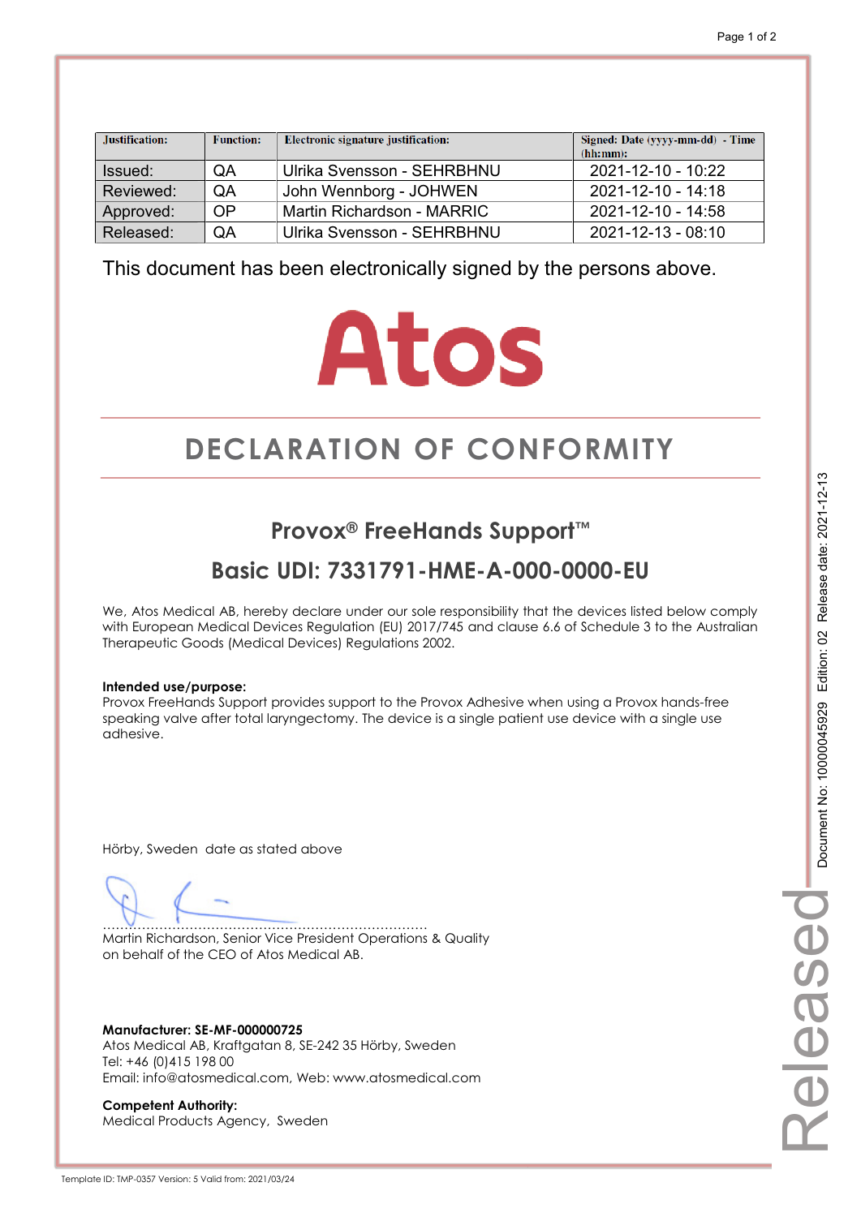| Justification: | Function: | Electronic signature justification: | Signed: Date (yyyy-mm-dd) - Time (hh:mm): |
|---|---|---|---|
| Issued: | QA | Ulrika Svensson - SEHRBHNU | 2021-12-10 - 10:22 |
| Reviewed: | QA | John Wennborg - JOHWEN | 2021-12-10 - 14:18 |
| Approved: | OP | Martin Richardson - MARRIC | 2021-12-10 - 14:58 |
| Released: | QA | Ulrika Svensson - SEHRBHNU | 2021-12-13 - 08:10 |

This document has been electronically signed by the persons above.

Atos

# DECLARATION OF CONFORMITY

## Provox® FreeHands Support™

## Basic UDI: 7331791-HME-A-000-0000-EU

We, Atos Medical AB, hereby declare under our sole responsibility that the devices listed below comply with European Medical Devices Regulation (EU) 2017/745 and clause 6.6 of Schedule 3 to the Australian Therapeutic Goods (Medical Devices) Regulations 2002.

**Intended use/purpose:**
Provox FreeHands Support provides support to the Provox Adhesive when using a Provox hands-free speaking valve after total laryngectomy. The device is a single patient use device with a single use adhesive.

Hörby, Sweden date as stated above

..........................................................................
Martin Richardson, Senior Vice President Operations & Quality
on behalf of the CEO of Atos Medical AB.

**Manufacturer: SE-MF-000000725**
Atos Medical AB, Kraftgatan 8, SE-242 35 Hörby, Sweden
Tel: +46 (0)415 198 00
Email: info@atosmedical.com, Web: www.atosmedical.com

**Competent Authority:**
Medical Products Agency, Sweden

Document No: 10000045929 Edition: 02 Release date: 2021-12-13

Released

Template ID: TMP-0357 Version: 5 Valid from: 2021/03/24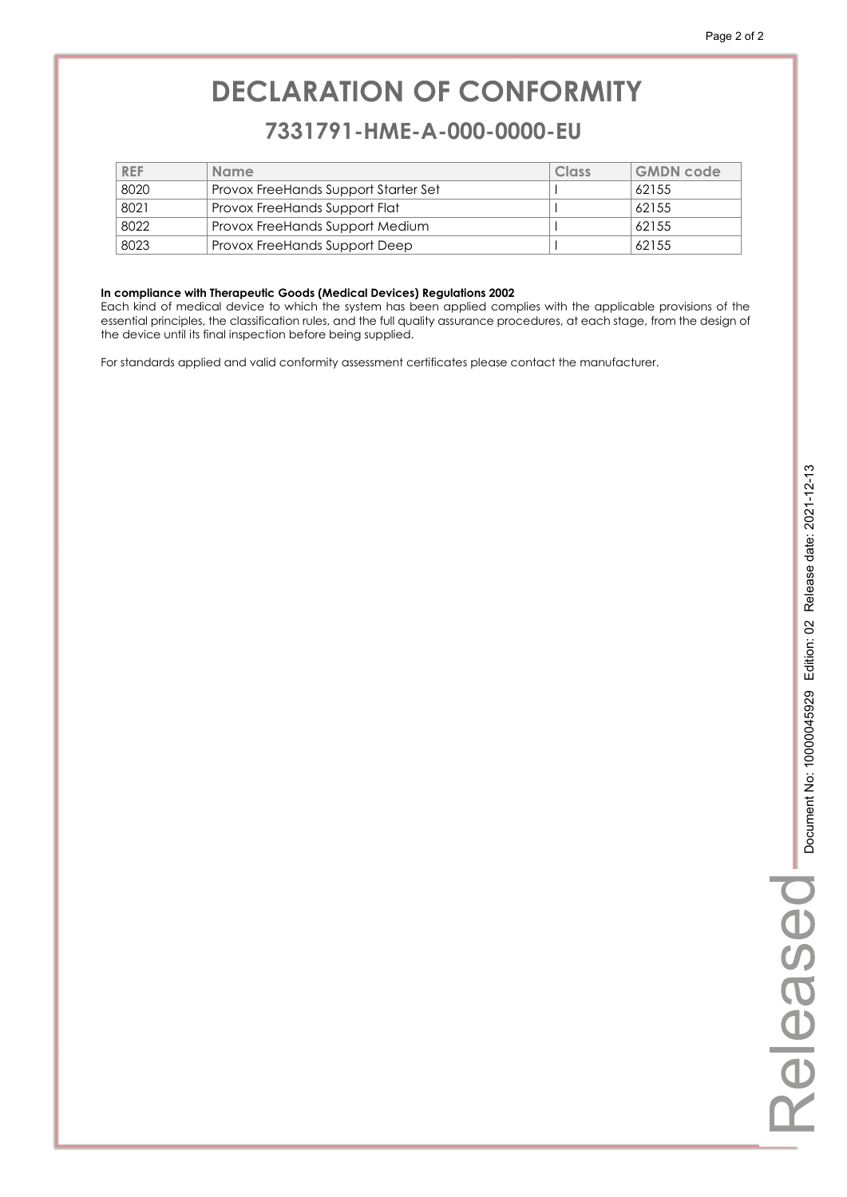# DECLARATION OF CONFORMITY

## 7331791-HME-A-000-0000-EU

| REF | Name | Class | GMDN code |
|---|---|---|---|
| 8020 | Provox FreeHands Support Starter Set | I | 62155 |
| 8021 | Provox FreeHands Support Flat | I | 62155 |
| 8022 | Provox FreeHands Support Medium | I | 62155 |
| 8023 | Provox FreeHands Support Deep | I | 62155 |

**In compliance with Therapeutic Goods (Medical Devices) Regulations 2002**

Each kind of medical device to which the system has been applied complies with the applicable provisions of the essential principles, the classification rules, and the full quality assurance procedures, at each stage, from the design of the device until its final inspection before being supplied.

For standards applied and valid conformity assessment certificates please contact the manufacturer.

Released Document No: 10000045929 Edition: 02 Release date: 2021-12-13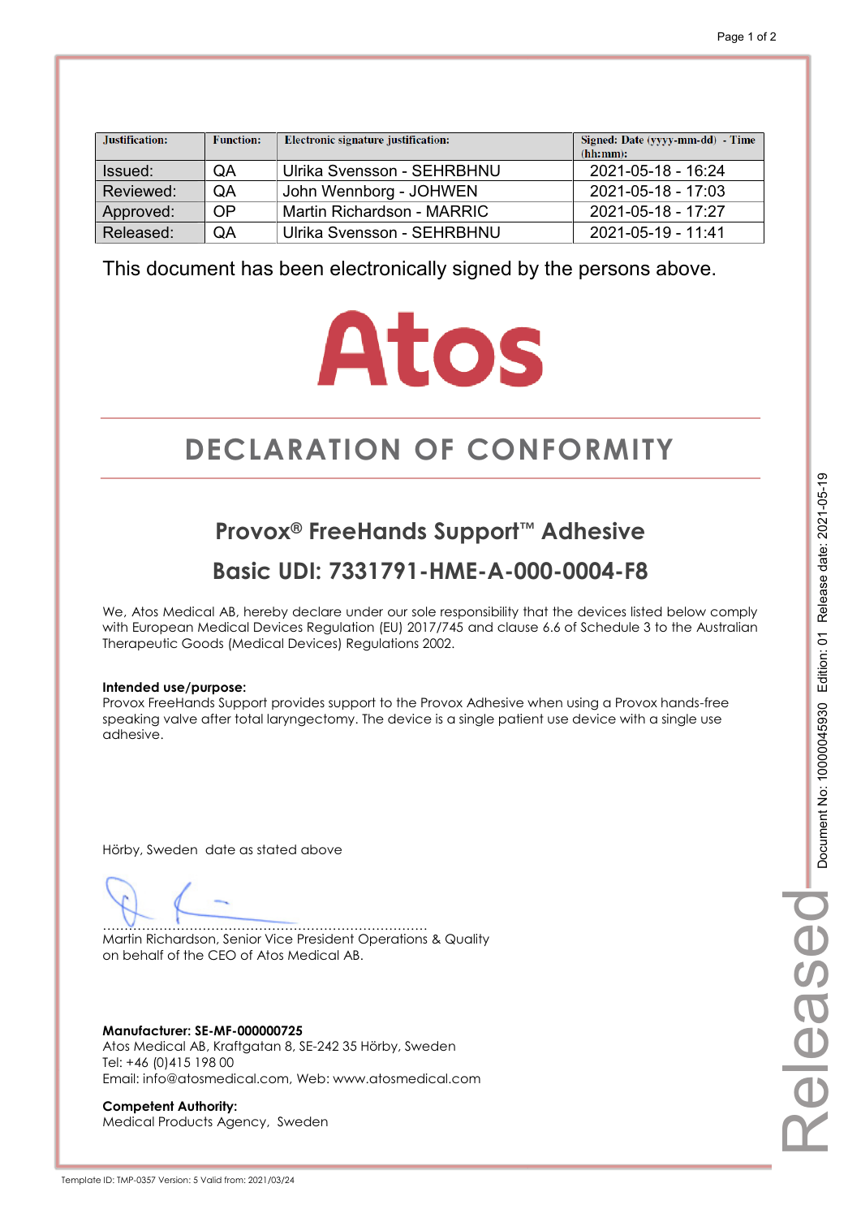| Justification: | Function: | Electronic signature justification: | Signed: Date (yyyy-mm-dd) - Time (hh:mm): |
|---|---|---|---|
| Issued: | QA | Ulrika Svensson - SEHRBHNU | 2021-05-18 - 16:24 |
| Reviewed: | QA | John Wennborg - JOHWEN | 2021-05-18 - 17:03 |
| Approved: | OP | Martin Richardson - MARRIC | 2021-05-18 - 17:27 |
| Released: | QA | Ulrika Svensson - SEHRBHNU | 2021-05-19 - 11:41 |

This document has been electronically signed by the persons above.

Atos

# DECLARATION OF CONFORMITY

## Provox® FreeHands Support™ Adhesive

## Basic UDI: 7331791-HME-A-000-0004-F8

We, Atos Medical AB, hereby declare under our sole responsibility that the devices listed below comply with European Medical Devices Regulation (EU) 2017/745 and clause 6.6 of Schedule 3 to the Australian Therapeutic Goods (Medical Devices) Regulations 2002.

**Intended use/purpose:**
Provox FreeHands Support provides support to the Provox Adhesive when using a Provox hands-free speaking valve after total laryngectomy. The device is a single patient use device with a single use adhesive.

Hörby, Sweden date as stated above

……………………………………………………………………
Martin Richardson, Senior Vice President Operations & Quality
on behalf of the CEO of Atos Medical AB.

**Manufacturer: SE-MF-000000725**
Atos Medical AB, Kraftgatan 8, SE-242 35 Hörby, Sweden
Tel: +46 (0)415 198 00
Email: info@atosmedical.com, Web: www.atosmedical.com

**Competent Authority:**
Medical Products Agency, Sweden

Document No: 10000045930 Edition: 01 Release date: 2021-05-19

Released

Template ID: TMP-0357 Version: 5 Valid from: 2021/03/24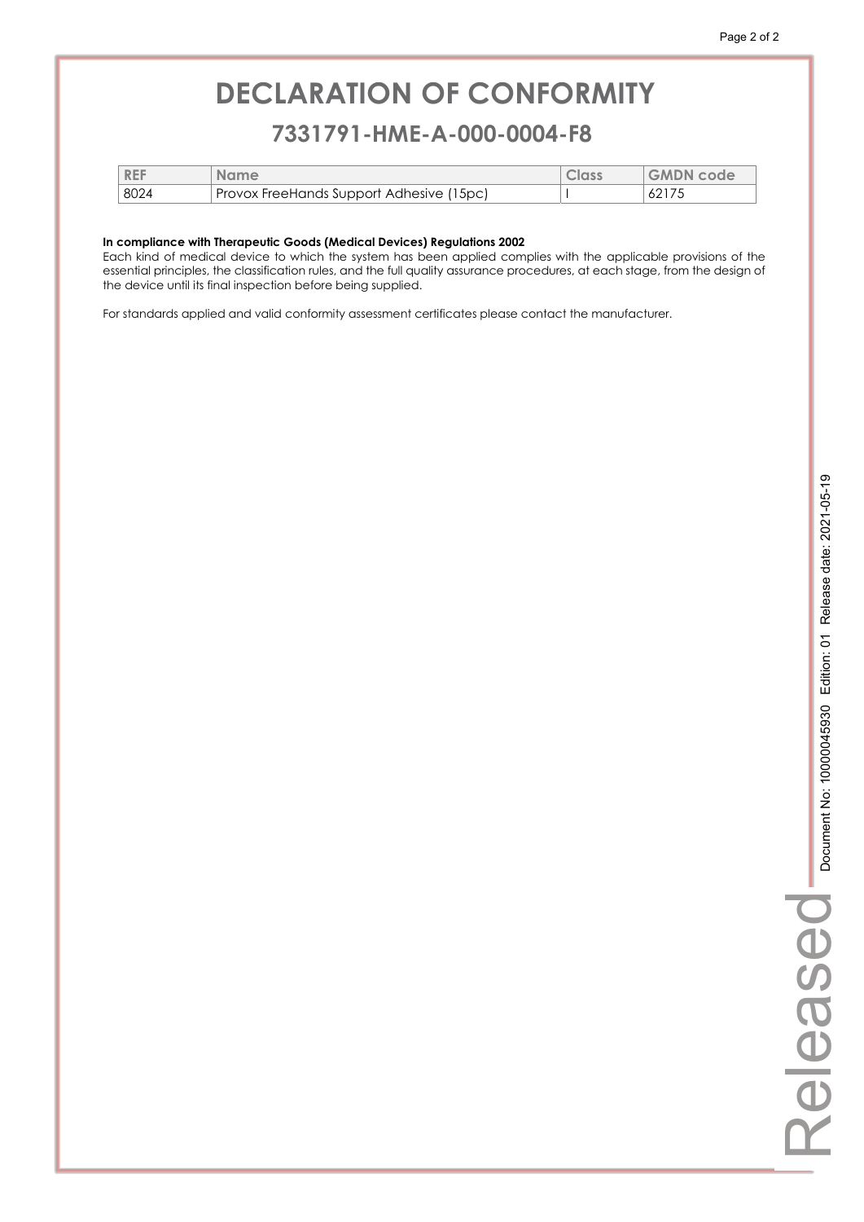# DECLARATION OF CONFORMITY

## 7331791-HME-A-000-0004-F8

| REF | Name | Class | GMDN code |
|---|---|---|---|
| 8024 | Provox FreeHands Support Adhesive (15pc) | I | 62175 |

**In compliance with Therapeutic Goods (Medical Devices) Regulations 2002**
Each kind of medical device to which the system has been applied complies with the applicable provisions of the essential principles, the classification rules, and the full quality assurance procedures, at each stage, from the design of the device until its final inspection before being supplied.

For standards applied and valid conformity assessment certificates please contact the manufacturer.

Released Document No: 10000045930 Edition: 01 Release date: 2021-05-19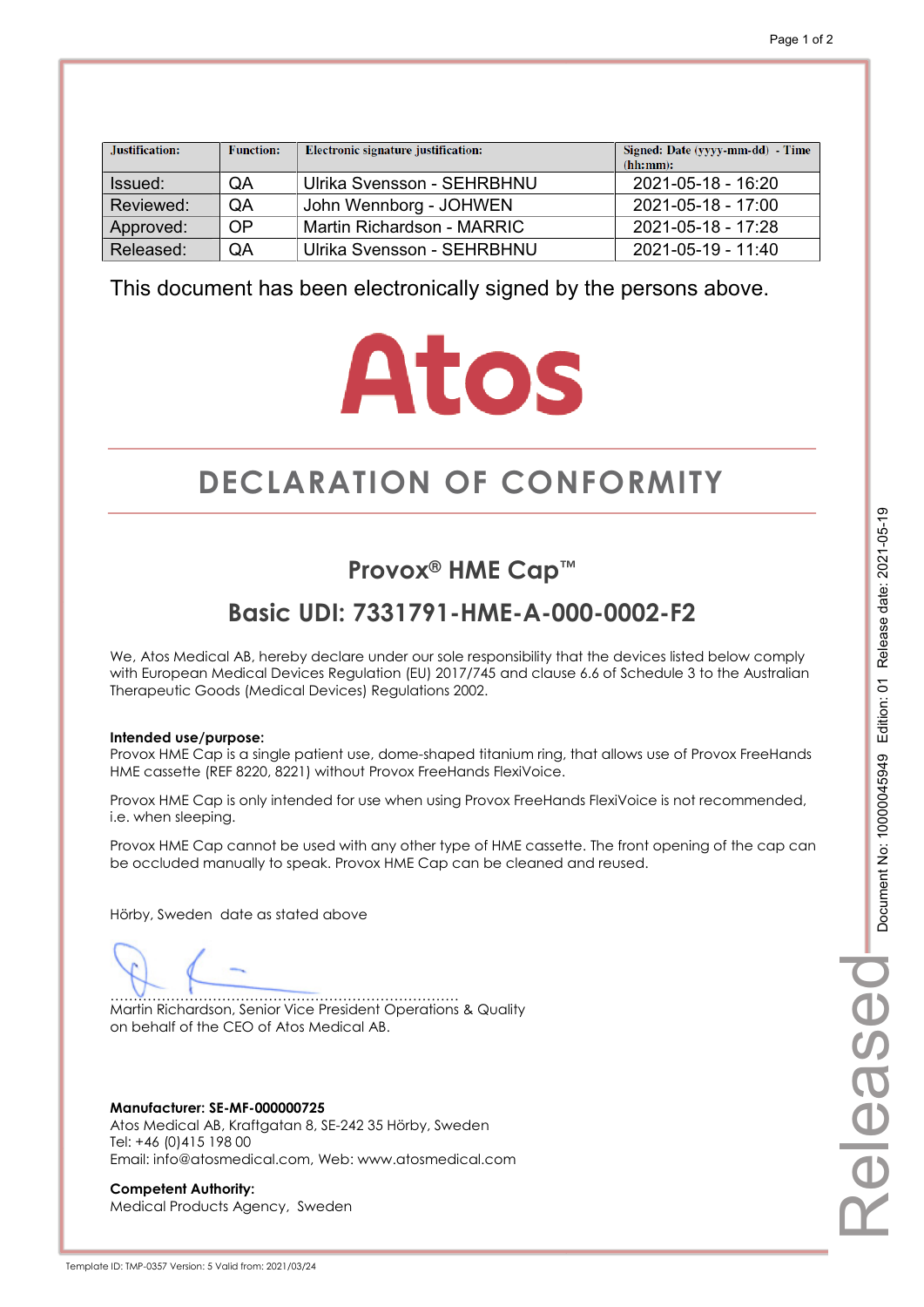| Justification: | Function: | Electronic signature justification: | Signed: Date (yyyy-mm-dd) - Time (hh:mm): |
|---|---|---|---|
| Issued: | QA | Ulrika Svensson - SEHRBHNU | 2021-05-18 - 16:20 |
| Reviewed: | QA | John Wennborg - JOHWEN | 2021-05-18 - 17:00 |
| Approved: | OP | Martin Richardson - MARRIC | 2021-05-18 - 17:28 |
| Released: | QA | Ulrika Svensson - SEHRBHNU | 2021-05-19 - 11:40 |

This document has been electronically signed by the persons above.

Atos

# DECLARATION OF CONFORMITY

## Provox® HME Cap™

## Basic UDI: 7331791-HME-A-000-0002-F2

We, Atos Medical AB, hereby declare under our sole responsibility that the devices listed below comply with European Medical Devices Regulation (EU) 2017/745 and clause 6.6 of Schedule 3 to the Australian Therapeutic Goods (Medical Devices) Regulations 2002.

**Intended use/purpose:**
Provox HME Cap is a single patient use, dome-shaped titanium ring, that allows use of Provox FreeHands HME cassette (REF 8220, 8221) without Provox FreeHands FlexiVoice.

Provox HME Cap is only intended for use when using Provox FreeHands FlexiVoice is not recommended, i.e. when sleeping.

Provox HME Cap cannot be used with any other type of HME cassette. The front opening of the cap can be occluded manually to speak. Provox HME Cap can be cleaned and reused.

Hörby, Sweden date as stated above

..........................................................................
Martin Richardson, Senior Vice President Operations & Quality
on behalf of the CEO of Atos Medical AB.

**Manufacturer: SE-MF-000000725**
Atos Medical AB, Kraftgatan 8, SE-242 35 Hörby, Sweden
Tel: +46 (0)415 198 00
Email: info@atosmedical.com, Web: www.atosmedical.com

**Competent Authority:**
Medical Products Agency, Sweden

Document No: 10000045949 Edition: 01 Release date: 2021-05-19

Released

Template ID: TMP-0357 Version: 5 Valid from: 2021/03/24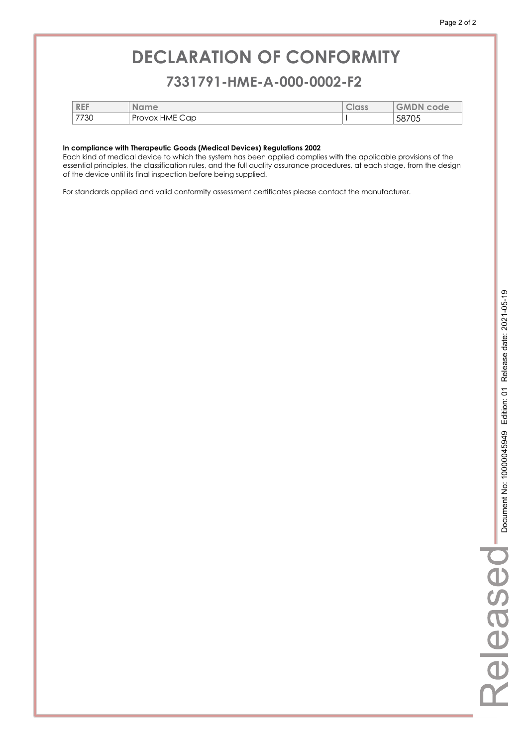# DECLARATION OF CONFORMITY

## 7331791-HME-A-000-0002-F2

| REF | Name | Class | GMDN code |
|---|---|---|---|
| 7730 | Provox HME Cap | I | 58705 |

**In compliance with Therapeutic Goods (Medical Devices) Regulations 2002**
Each kind of medical device to which the system has been applied complies with the applicable provisions of the essential principles, the classification rules, and the full quality assurance procedures, at each stage, from the design of the device until its final inspection before being supplied.

For standards applied and valid conformity assessment certificates please contact the manufacturer.

Released Document No: 10000045949 Edition: 01 Release date: 2021-05-19